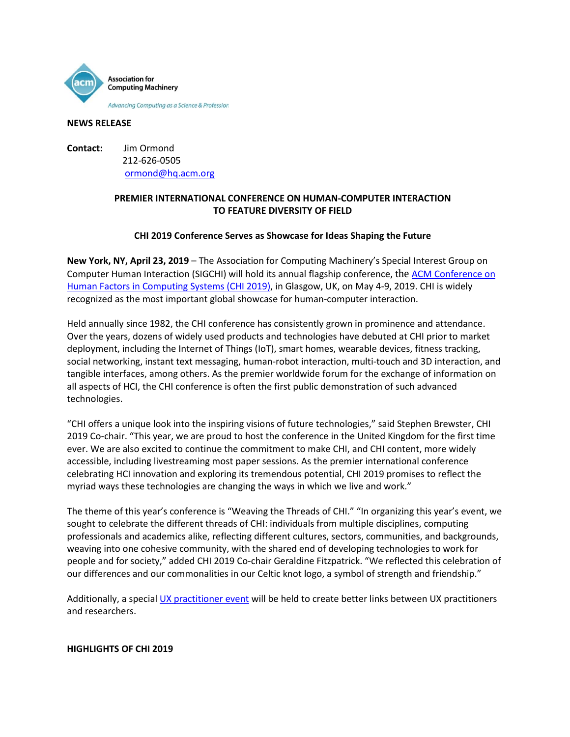Association for Computing Machinery

*Advancing Computing as a Science & Profession*

**NEWS RELEASE**

**Contact:** Jim Ormond
212-626-0505
ormond@hq.acm.org

**PREMIER INTERNATIONAL CONFERENCE ON HUMAN-COMPUTER INTERACTION TO FEATURE DIVERSITY OF FIELD**

**CHI 2019 Conference Serves as Showcase for Ideas Shaping the Future**

**New York, NY, April 23, 2019** – The Association for Computing Machinery's Special Interest Group on Computer Human Interaction (SIGCHI) will hold its annual flagship conference, the ACM Conference on Human Factors in Computing Systems (CHI 2019), in Glasgow, UK, on May 4-9, 2019. CHI is widely recognized as the most important global showcase for human-computer interaction.

Held annually since 1982, the CHI conference has consistently grown in prominence and attendance. Over the years, dozens of widely used products and technologies have debuted at CHI prior to market deployment, including the Internet of Things (IoT), smart homes, wearable devices, fitness tracking, social networking, instant text messaging, human-robot interaction, multi-touch and 3D interaction, and tangible interfaces, among others. As the premier worldwide forum for the exchange of information on all aspects of HCI, the CHI conference is often the first public demonstration of such advanced technologies.

"CHI offers a unique look into the inspiring visions of future technologies," said Stephen Brewster, CHI 2019 Co-chair. "This year, we are proud to host the conference in the United Kingdom for the first time ever. We are also excited to continue the commitment to make CHI, and CHI content, more widely accessible, including livestreaming most paper sessions. As the premier international conference celebrating HCI innovation and exploring its tremendous potential, CHI 2019 promises to reflect the myriad ways these technologies are changing the ways in which we live and work."

The theme of this year's conference is "Weaving the Threads of CHI." "In organizing this year's event, we sought to celebrate the different threads of CHI: individuals from multiple disciplines, computing professionals and academics alike, reflecting different cultures, sectors, communities, and backgrounds, weaving into one cohesive community, with the shared end of developing technologies to work for people and for society," added CHI 2019 Co-chair Geraldine Fitzpatrick. "We reflected this celebration of our differences and our commonalities in our Celtic knot logo, a symbol of strength and friendship."

Additionally, a special UX practitioner event will be held to create better links between UX practitioners and researchers.

**HIGHLIGHTS OF CHI 2019**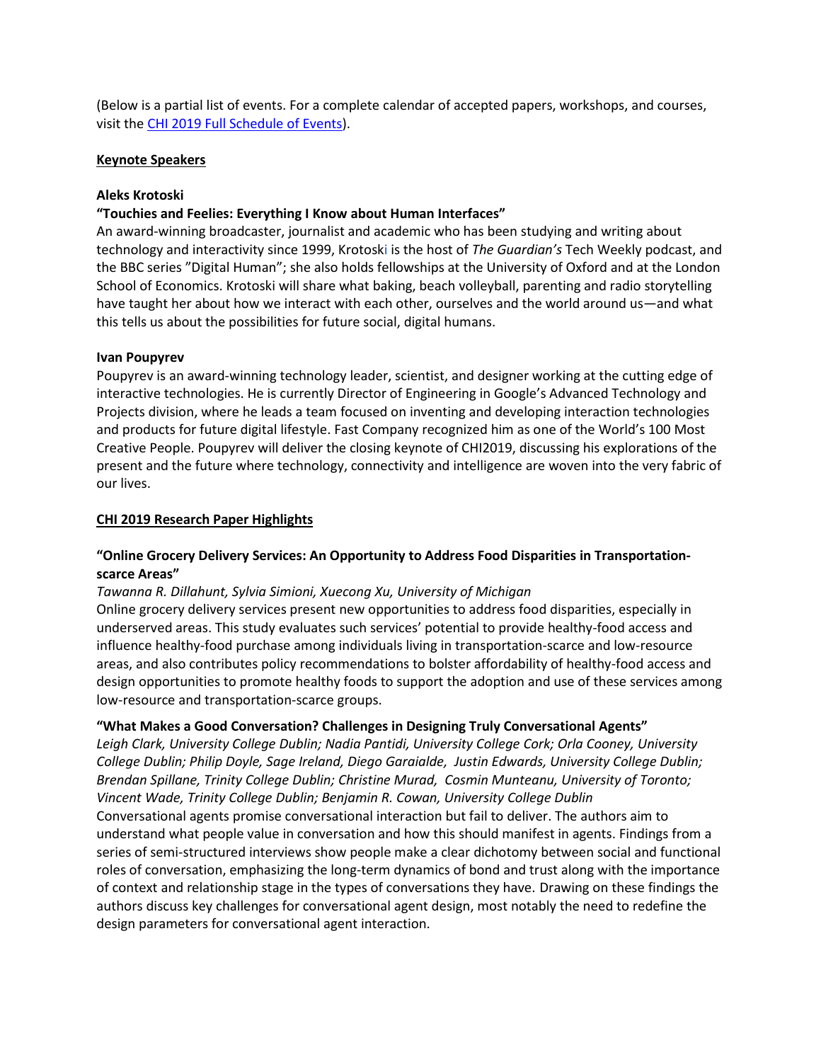(Below is a partial list of events. For a complete calendar of accepted papers, workshops, and courses, visit the [CHI 2019 Full Schedule of Events](#)).

## Keynote Speakers

**Aleks Krotoski**

**"Touchies and Feelies: Everything I Know about Human Interfaces"**

An award-winning broadcaster, journalist and academic who has been studying and writing about technology and interactivity since 1999, Krotoski is the host of *The Guardian's* Tech Weekly podcast, and the BBC series "Digital Human"; she also holds fellowships at the University of Oxford and at the London School of Economics. Krotoski will share what baking, beach volleyball, parenting and radio storytelling have taught her about how we interact with each other, ourselves and the world around us—and what this tells us about the possibilities for future social, digital humans.

**Ivan Poupyrev**

Poupyrev is an award-winning technology leader, scientist, and designer working at the cutting edge of interactive technologies. He is currently Director of Engineering in Google's Advanced Technology and Projects division, where he leads a team focused on inventing and developing interaction technologies and products for future digital lifestyle. Fast Company recognized him as one of the World's 100 Most Creative People. Poupyrev will deliver the closing keynote of CHI2019, discussing his explorations of the present and the future where technology, connectivity and intelligence are woven into the very fabric of our lives.

## CHI 2019 Research Paper Highlights

**"Online Grocery Delivery Services: An Opportunity to Address Food Disparities in Transportation-scarce Areas"**

*Tawanna R. Dillahunt, Sylvia Simioni, Xuecong Xu, University of Michigan*

Online grocery delivery services present new opportunities to address food disparities, especially in underserved areas. This study evaluates such services' potential to provide healthy-food access and influence healthy-food purchase among individuals living in transportation-scarce and low-resource areas, and also contributes policy recommendations to bolster affordability of healthy-food access and design opportunities to promote healthy foods to support the adoption and use of these services among low-resource and transportation-scarce groups.

**"What Makes a Good Conversation? Challenges in Designing Truly Conversational Agents"**

*Leigh Clark, University College Dublin; Nadia Pantidi, University College Cork; Orla Cooney, University College Dublin; Philip Doyle, Sage Ireland, Diego Garaialde, Justin Edwards, University College Dublin; Brendan Spillane, Trinity College Dublin; Christine Murad, Cosmin Munteanu, University of Toronto; Vincent Wade, Trinity College Dublin; Benjamin R. Cowan, University College Dublin*

Conversational agents promise conversational interaction but fail to deliver. The authors aim to understand what people value in conversation and how this should manifest in agents. Findings from a series of semi-structured interviews show people make a clear dichotomy between social and functional roles of conversation, emphasizing the long-term dynamics of bond and trust along with the importance of context and relationship stage in the types of conversations they have. Drawing on these findings the authors discuss key challenges for conversational agent design, most notably the need to redefine the design parameters for conversational agent interaction.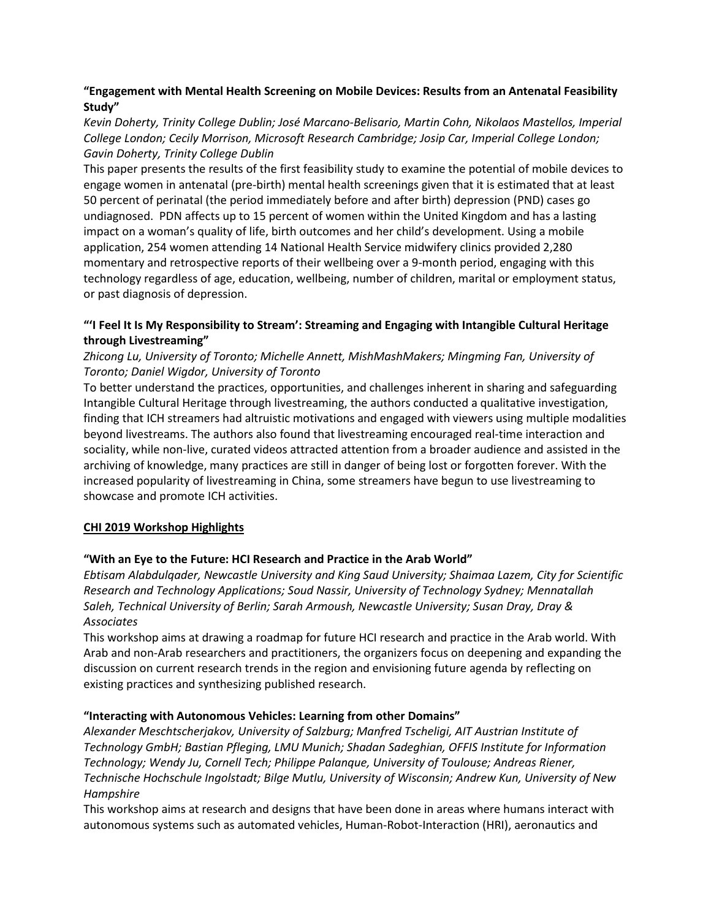**“Engagement with Mental Health Screening on Mobile Devices: Results from an Antenatal Feasibility Study”**

*Kevin Doherty, Trinity College Dublin; José Marcano-Belisario, Martin Cohn, Nikolaos Mastellos, Imperial College London; Cecily Morrison, Microsoft Research Cambridge; Josip Car, Imperial College London; Gavin Doherty, Trinity College Dublin*

This paper presents the results of the first feasibility study to examine the potential of mobile devices to engage women in antenatal (pre-birth) mental health screenings given that it is estimated that at least 50 percent of perinatal (the period immediately before and after birth) depression (PND) cases go undiagnosed. PDN affects up to 15 percent of women within the United Kingdom and has a lasting impact on a woman’s quality of life, birth outcomes and her child’s development. Using a mobile application, 254 women attending 14 National Health Service midwifery clinics provided 2,280 momentary and retrospective reports of their wellbeing over a 9-month period, engaging with this technology regardless of age, education, wellbeing, number of children, marital or employment status, or past diagnosis of depression.

**“‘I Feel It Is My Responsibility to Stream’: Streaming and Engaging with Intangible Cultural Heritage through Livestreaming”**

*Zhicong Lu, University of Toronto; Michelle Annett, MishMashMakers; Mingming Fan, University of Toronto; Daniel Wigdor, University of Toronto*

To better understand the practices, opportunities, and challenges inherent in sharing and safeguarding Intangible Cultural Heritage through livestreaming, the authors conducted a qualitative investigation, finding that ICH streamers had altruistic motivations and engaged with viewers using multiple modalities beyond livestreams. The authors also found that livestreaming encouraged real-time interaction and sociality, while non-live, curated videos attracted attention from a broader audience and assisted in the archiving of knowledge, many practices are still in danger of being lost or forgotten forever. With the increased popularity of livestreaming in China, some streamers have begun to use livestreaming to showcase and promote ICH activities.

**CHI 2019 Workshop Highlights**

**“With an Eye to the Future: HCI Research and Practice in the Arab World”**

*Ebtisam Alabdulqader, Newcastle University and King Saud University; Shaimaa Lazem, City for Scientific Research and Technology Applications; Soud Nassir, University of Technology Sydney; Mennatallah Saleh, Technical University of Berlin; Sarah Armoush, Newcastle University; Susan Dray, Dray & Associates*

This workshop aims at drawing a roadmap for future HCI research and practice in the Arab world. With Arab and non-Arab researchers and practitioners, the organizers focus on deepening and expanding the discussion on current research trends in the region and envisioning future agenda by reflecting on existing practices and synthesizing published research.

**“Interacting with Autonomous Vehicles: Learning from other Domains”**

*Alexander Meschtscherjakov, University of Salzburg; Manfred Tscheligi, AIT Austrian Institute of Technology GmbH; Bastian Pfleging, LMU Munich; Shadan Sadeghian, OFFIS Institute for Information Technology; Wendy Ju, Cornell Tech; Philippe Palanque, University of Toulouse; Andreas Riener, Technische Hochschule Ingolstadt; Bilge Mutlu, University of Wisconsin; Andrew Kun, University of New Hampshire*

This workshop aims at research and designs that have been done in areas where humans interact with autonomous systems such as automated vehicles, Human-Robot-Interaction (HRI), aeronautics and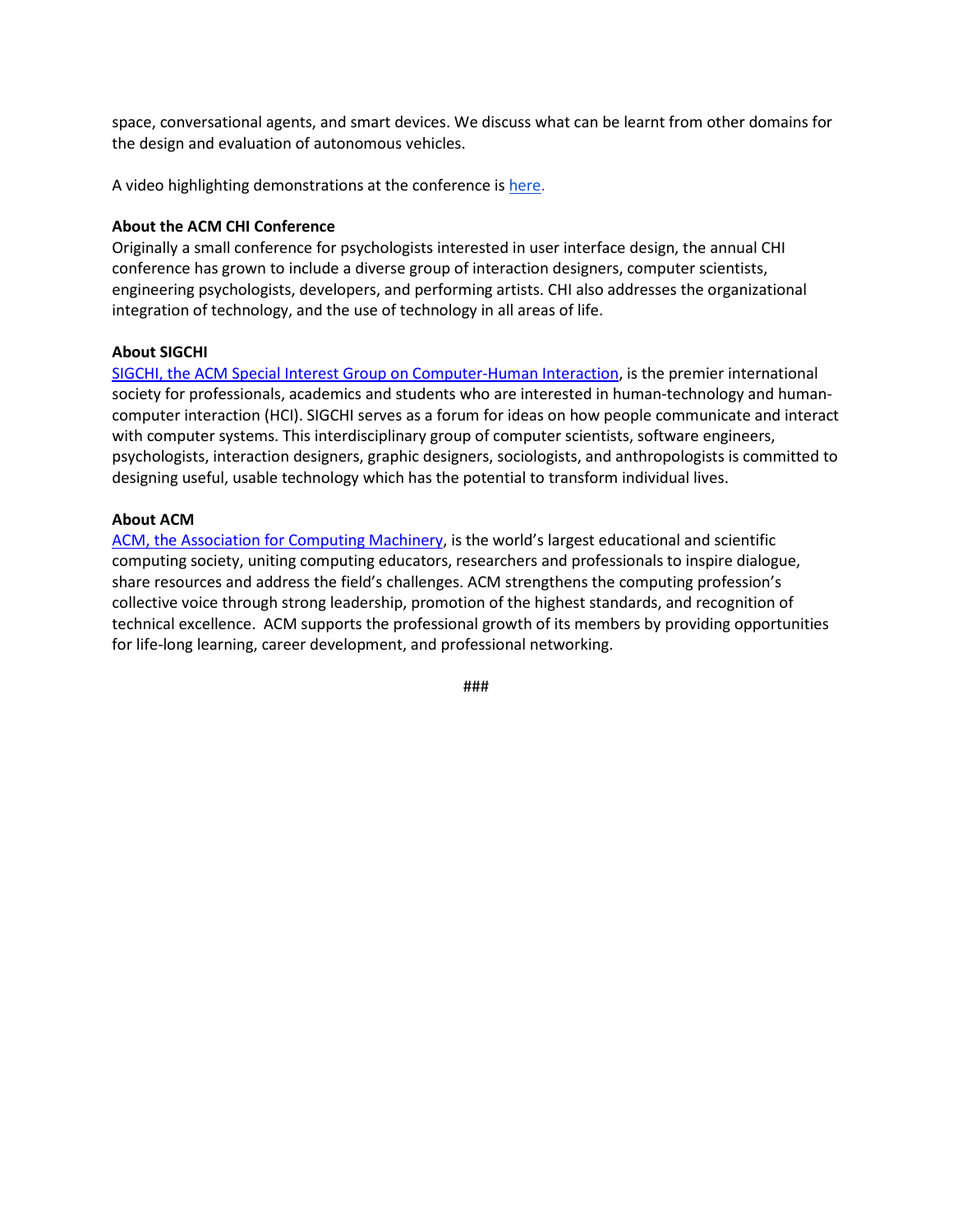space, conversational agents, and smart devices. We discuss what can be learnt from other domains for the design and evaluation of autonomous vehicles.

A video highlighting demonstrations at the conference is here.

**About the ACM CHI Conference**

Originally a small conference for psychologists interested in user interface design, the annual CHI conference has grown to include a diverse group of interaction designers, computer scientists, engineering psychologists, developers, and performing artists. CHI also addresses the organizational integration of technology, and the use of technology in all areas of life.

**About SIGCHI**

SIGCHI, the ACM Special Interest Group on Computer-Human Interaction, is the premier international society for professionals, academics and students who are interested in human-technology and human-computer interaction (HCI). SIGCHI serves as a forum for ideas on how people communicate and interact with computer systems. This interdisciplinary group of computer scientists, software engineers, psychologists, interaction designers, graphic designers, sociologists, and anthropologists is committed to designing useful, usable technology which has the potential to transform individual lives.

**About ACM**

ACM, the Association for Computing Machinery, is the world's largest educational and scientific computing society, uniting computing educators, researchers and professionals to inspire dialogue, share resources and address the field's challenges. ACM strengthens the computing profession's collective voice through strong leadership, promotion of the highest standards, and recognition of technical excellence. ACM supports the professional growth of its members by providing opportunities for life-long learning, career development, and professional networking.

###